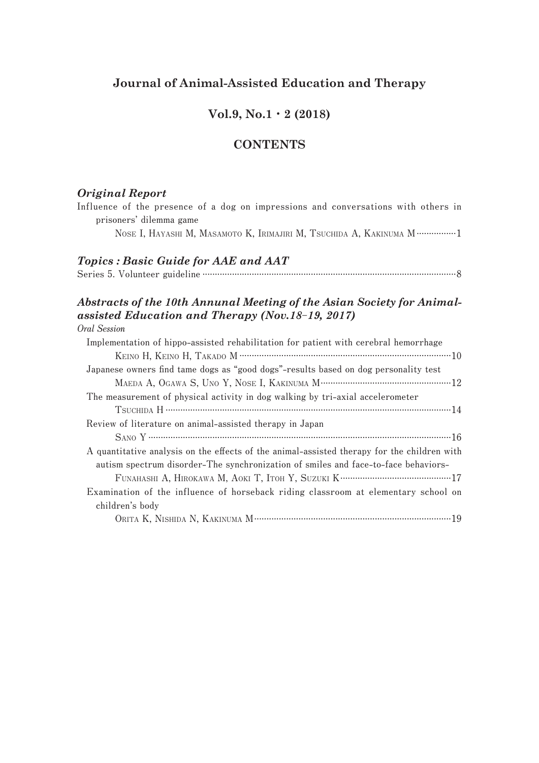# Journal of Animal-Assisted Education and Therapy

## Vol.9, No.1・2 (2018)

## CONTENTS

### *Original Report*

Influence of the presence of a dog on impressions and conversations with others in prisoners' dilemma game

NOSE I, HAYASHI M, MASAMOTO K, IRIMAJIRI M, TSUCHIDA A, KAKINUMA M ……………1

### *Topics : Basic Guide for AAE and AAT*

Series 5. Volunteer guideline ……………………………………………………………………………8

### *Abstracts of the 10th Annunal Meeting of the Asian Society for Animal-assisted Education and Therapy (Nov.18–19, 2017)*

*Oral Session*

Implementation of hippo-assisted rehabilitation for patient with cerebral hemorrhage

KEINO H, KEINO H, TAKADO M ……………………………………………………………………10

Japanese owners find tame dogs as "good dogs"-results based on dog personality test

MAEDA A, OGAWA S, UNO Y, NOSE I, KAKINUMA M……………………………………………12

The measurement of physical activity in dog walking by tri-axial accelerometer

TSUCHIDA H ……………………………………………………………………………………………14

Review of literature on animal-assisted therapy in Japan

SANO Y …………………………………………………………………………………………………16

A quantitative analysis on the effects of the animal-assisted therapy for the children with autism spectrum disorder-The synchronization of smiles and face-to-face behaviors-

FUNAHASHI A, HIROKAWA M, AOKI T, ITOH Y, SUZUKI K ……………………………………17

Examination of the influence of horseback riding classroom at elementary school on children's body

ORITA K, NISHIDA N, KAKINUMA M …………………………………………………………………19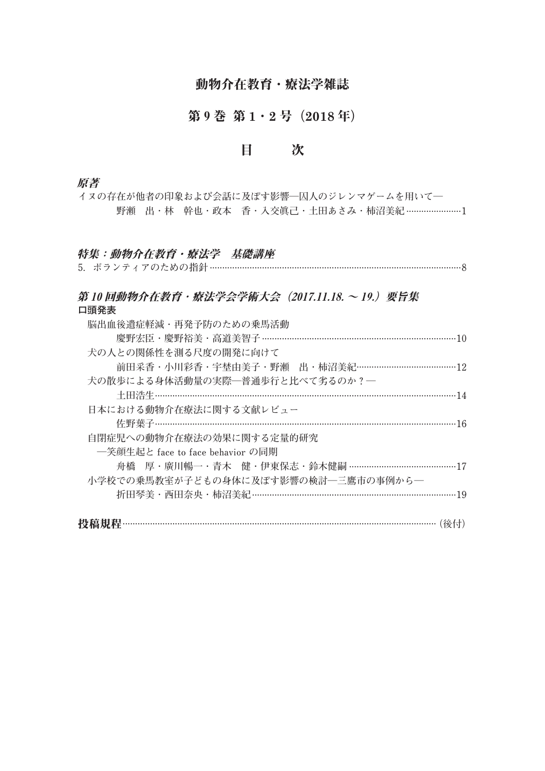# 動物介在教育・療法学雑誌

## 第 9 巻 第 1・2 号（2018 年）

## 目　　次

***原著***

イヌの存在が他者の印象および会話に及ぼす影響―囚人のジレンマゲームを用いて―

　　野瀬　出・林　幹也・政本　香・入交眞己・土田あさみ・柿沼美紀 ……………………1

***特集：動物介在教育・療法学　基礎講座***

5. ボランティアのための指針 ……………………………………………………………………………8

***第 10 回動物介在教育・療法学会学術大会（2017.11.18. ～ 19.）要旨集***

**口頭発表**

脳出血後遺症軽減・再発予防のための乗馬活動

　　慶野宏臣・慶野裕美・高道美智子 ……………………………………………………………10

犬の人との関係性を測る尺度の開発に向けて

　　前田采香・小川彩香・宇埜由美子・野瀬　出・柿沼美紀 ……………………………………12

犬の散歩による身体活動量の実際―普通歩行と比べて劣るのか？―

　　土田浩生 ……………………………………………………………………………………………14

日本における動物介在療法に関する文献レビュー

　　佐野葉子 ……………………………………………………………………………………………16

自閉症児への動物介在療法の効果に関する定量的研究

　―笑顔生起と face to face behavior の同期

　　舟橋　厚・廣川暢一・青木　健・伊東保志・鈴木健嗣 ………………………………………17

小学校での乗馬教室が子どもの身体に及ぼす影響の検討―三鷹市の事例から―

　　折田琴美・西田奈央・柿沼美紀 …………………………………………………………………19

**投稿規程** …………………………………………………………………………………………………（後付）